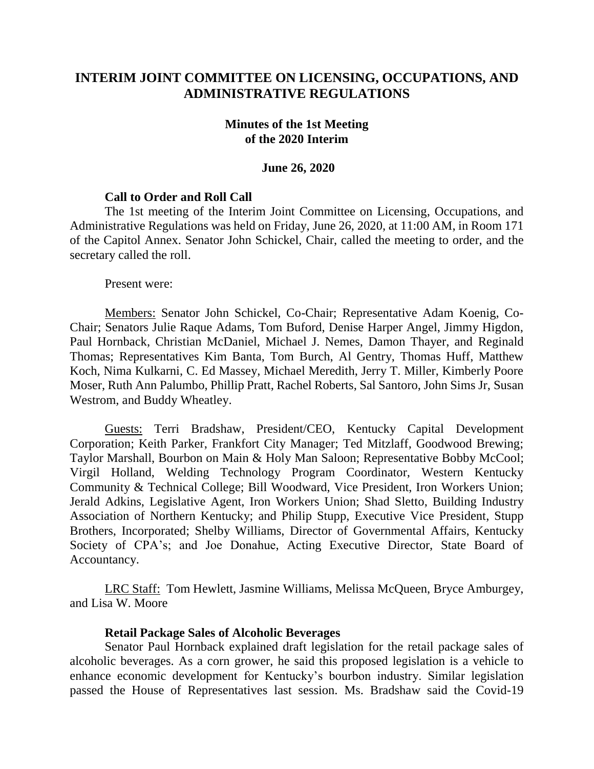# INTERIM JOINT COMMITTEE ON LICENSING, OCCUPATIONS, AND ADMINISTRATIVE REGULATIONS

## Minutes of the 1st Meeting of the 2020 Interim

### June 26, 2020

**Call to Order and Roll Call**

The 1st meeting of the Interim Joint Committee on Licensing, Occupations, and Administrative Regulations was held on Friday, June 26, 2020, at 11:00 AM, in Room 171 of the Capitol Annex. Senator John Schickel, Chair, called the meeting to order, and the secretary called the roll.

Present were:

Members: Senator John Schickel, Co-Chair; Representative Adam Koenig, Co-Chair; Senators Julie Raque Adams, Tom Buford, Denise Harper Angel, Jimmy Higdon, Paul Hornback, Christian McDaniel, Michael J. Nemes, Damon Thayer, and Reginald Thomas; Representatives Kim Banta, Tom Burch, Al Gentry, Thomas Huff, Matthew Koch, Nima Kulkarni, C. Ed Massey, Michael Meredith, Jerry T. Miller, Kimberly Poore Moser, Ruth Ann Palumbo, Phillip Pratt, Rachel Roberts, Sal Santoro, John Sims Jr, Susan Westrom, and Buddy Wheatley.

Guests: Terri Bradshaw, President/CEO, Kentucky Capital Development Corporation; Keith Parker, Frankfort City Manager; Ted Mitzlaff, Goodwood Brewing; Taylor Marshall, Bourbon on Main & Holy Man Saloon; Representative Bobby McCool; Virgil Holland, Welding Technology Program Coordinator, Western Kentucky Community & Technical College; Bill Woodward, Vice President, Iron Workers Union; Jerald Adkins, Legislative Agent, Iron Workers Union; Shad Sletto, Building Industry Association of Northern Kentucky; and Philip Stupp, Executive Vice President, Stupp Brothers, Incorporated; Shelby Williams, Director of Governmental Affairs, Kentucky Society of CPA's; and Joe Donahue, Acting Executive Director, State Board of Accountancy.

LRC Staff: Tom Hewlett, Jasmine Williams, Melissa McQueen, Bryce Amburgey, and Lisa W. Moore

**Retail Package Sales of Alcoholic Beverages**

Senator Paul Hornback explained draft legislation for the retail package sales of alcoholic beverages. As a corn grower, he said this proposed legislation is a vehicle to enhance economic development for Kentucky's bourbon industry. Similar legislation passed the House of Representatives last session. Ms. Bradshaw said the Covid-19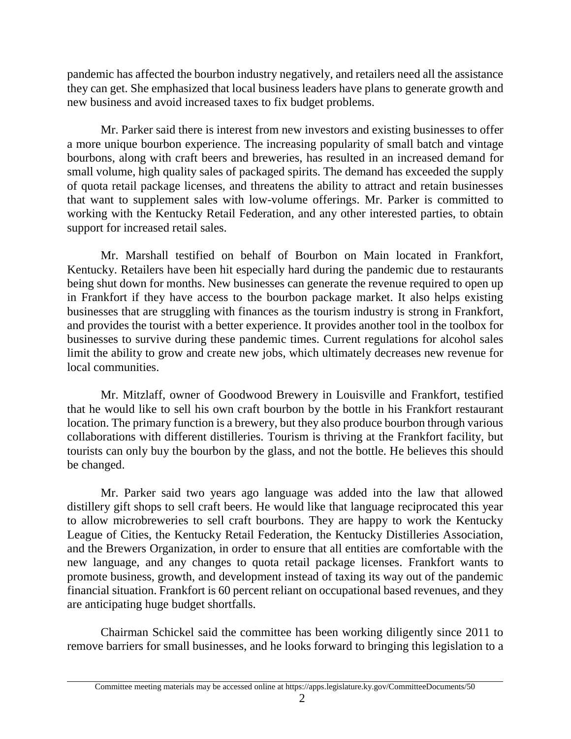pandemic has affected the bourbon industry negatively, and retailers need all the assistance they can get. She emphasized that local business leaders have plans to generate growth and new business and avoid increased taxes to fix budget problems.

Mr. Parker said there is interest from new investors and existing businesses to offer a more unique bourbon experience. The increasing popularity of small batch and vintage bourbons, along with craft beers and breweries, has resulted in an increased demand for small volume, high quality sales of packaged spirits. The demand has exceeded the supply of quota retail package licenses, and threatens the ability to attract and retain businesses that want to supplement sales with low-volume offerings. Mr. Parker is committed to working with the Kentucky Retail Federation, and any other interested parties, to obtain support for increased retail sales.

Mr. Marshall testified on behalf of Bourbon on Main located in Frankfort, Kentucky. Retailers have been hit especially hard during the pandemic due to restaurants being shut down for months. New businesses can generate the revenue required to open up in Frankfort if they have access to the bourbon package market. It also helps existing businesses that are struggling with finances as the tourism industry is strong in Frankfort, and provides the tourist with a better experience. It provides another tool in the toolbox for businesses to survive during these pandemic times. Current regulations for alcohol sales limit the ability to grow and create new jobs, which ultimately decreases new revenue for local communities.

Mr. Mitzlaff, owner of Goodwood Brewery in Louisville and Frankfort, testified that he would like to sell his own craft bourbon by the bottle in his Frankfort restaurant location. The primary function is a brewery, but they also produce bourbon through various collaborations with different distilleries. Tourism is thriving at the Frankfort facility, but tourists can only buy the bourbon by the glass, and not the bottle. He believes this should be changed.

Mr. Parker said two years ago language was added into the law that allowed distillery gift shops to sell craft beers. He would like that language reciprocated this year to allow microbreweries to sell craft bourbons. They are happy to work the Kentucky League of Cities, the Kentucky Retail Federation, the Kentucky Distilleries Association, and the Brewers Organization, in order to ensure that all entities are comfortable with the new language, and any changes to quota retail package licenses. Frankfort wants to promote business, growth, and development instead of taxing its way out of the pandemic financial situation. Frankfort is 60 percent reliant on occupational based revenues, and they are anticipating huge budget shortfalls.

Chairman Schickel said the committee has been working diligently since 2011 to remove barriers for small businesses, and he looks forward to bringing this legislation to a

Committee meeting materials may be accessed online at https://apps.legislature.ky.gov/CommitteeDocuments/50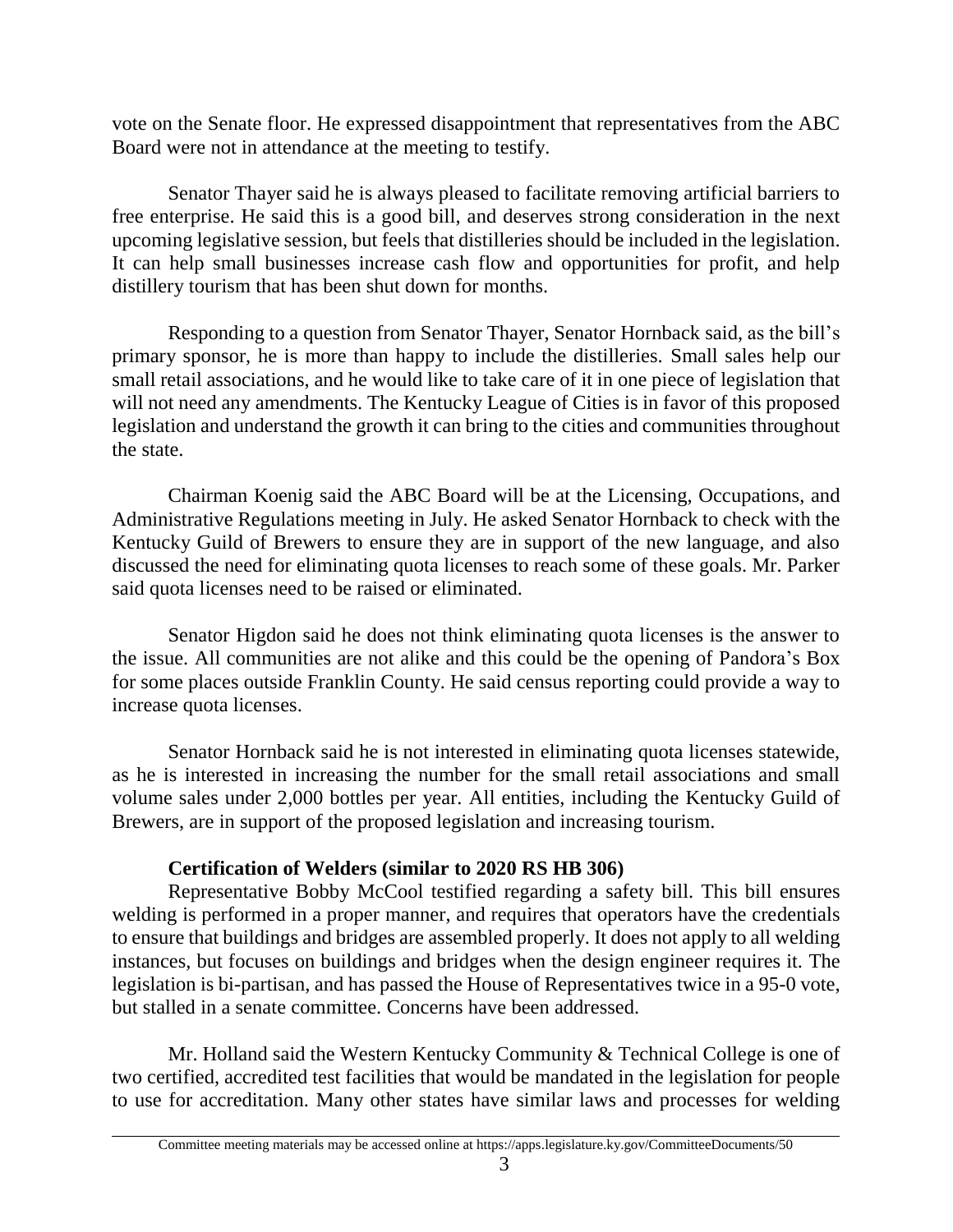vote on the Senate floor. He expressed disappointment that representatives from the ABC Board were not in attendance at the meeting to testify.

Senator Thayer said he is always pleased to facilitate removing artificial barriers to free enterprise. He said this is a good bill, and deserves strong consideration in the next upcoming legislative session, but feels that distilleries should be included in the legislation. It can help small businesses increase cash flow and opportunities for profit, and help distillery tourism that has been shut down for months.

Responding to a question from Senator Thayer, Senator Hornback said, as the bill's primary sponsor, he is more than happy to include the distilleries. Small sales help our small retail associations, and he would like to take care of it in one piece of legislation that will not need any amendments. The Kentucky League of Cities is in favor of this proposed legislation and understand the growth it can bring to the cities and communities throughout the state.

Chairman Koenig said the ABC Board will be at the Licensing, Occupations, and Administrative Regulations meeting in July. He asked Senator Hornback to check with the Kentucky Guild of Brewers to ensure they are in support of the new language, and also discussed the need for eliminating quota licenses to reach some of these goals. Mr. Parker said quota licenses need to be raised or eliminated.

Senator Higdon said he does not think eliminating quota licenses is the answer to the issue. All communities are not alike and this could be the opening of Pandora's Box for some places outside Franklin County. He said census reporting could provide a way to increase quota licenses.

Senator Hornback said he is not interested in eliminating quota licenses statewide, as he is interested in increasing the number for the small retail associations and small volume sales under 2,000 bottles per year. All entities, including the Kentucky Guild of Brewers, are in support of the proposed legislation and increasing tourism.

**Certification of Welders (similar to 2020 RS HB 306)**

Representative Bobby McCool testified regarding a safety bill. This bill ensures welding is performed in a proper manner, and requires that operators have the credentials to ensure that buildings and bridges are assembled properly. It does not apply to all welding instances, but focuses on buildings and bridges when the design engineer requires it. The legislation is bi-partisan, and has passed the House of Representatives twice in a 95-0 vote, but stalled in a senate committee. Concerns have been addressed.

Mr. Holland said the Western Kentucky Community & Technical College is one of two certified, accredited test facilities that would be mandated in the legislation for people to use for accreditation. Many other states have similar laws and processes for welding

Committee meeting materials may be accessed online at https://apps.legislature.ky.gov/CommitteeDocuments/50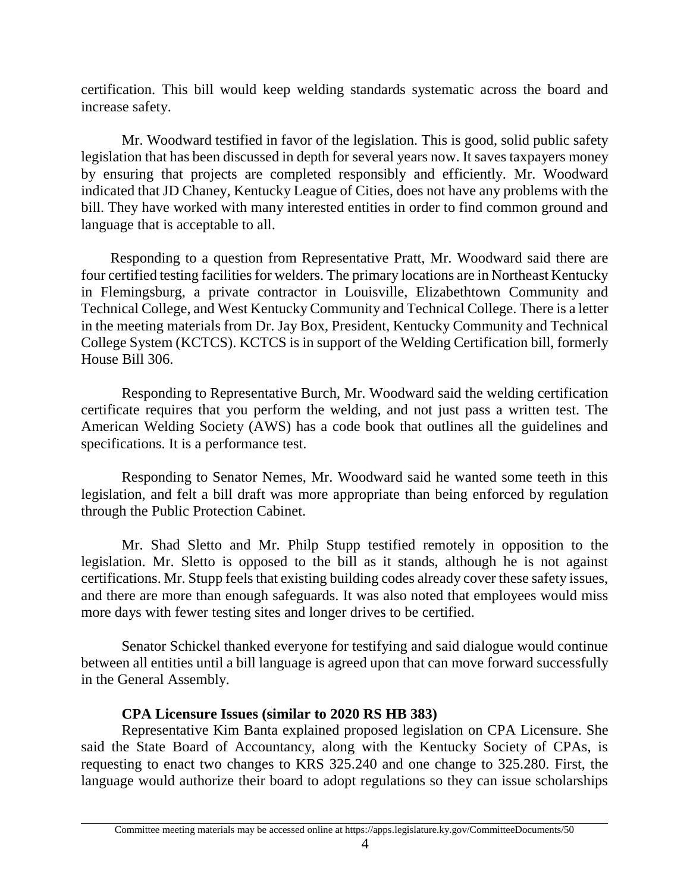certification. This bill would keep welding standards systematic across the board and increase safety.

Mr. Woodward testified in favor of the legislation. This is good, solid public safety legislation that has been discussed in depth for several years now. It saves taxpayers money by ensuring that projects are completed responsibly and efficiently. Mr. Woodward indicated that JD Chaney, Kentucky League of Cities, does not have any problems with the bill. They have worked with many interested entities in order to find common ground and language that is acceptable to all.

Responding to a question from Representative Pratt, Mr. Woodward said there are four certified testing facilities for welders. The primary locations are in Northeast Kentucky in Flemingsburg, a private contractor in Louisville, Elizabethtown Community and Technical College, and West Kentucky Community and Technical College. There is a letter in the meeting materials from Dr. Jay Box, President, Kentucky Community and Technical College System (KCTCS). KCTCS is in support of the Welding Certification bill, formerly House Bill 306.

Responding to Representative Burch, Mr. Woodward said the welding certification certificate requires that you perform the welding, and not just pass a written test. The American Welding Society (AWS) has a code book that outlines all the guidelines and specifications. It is a performance test.

Responding to Senator Nemes, Mr. Woodward said he wanted some teeth in this legislation, and felt a bill draft was more appropriate than being enforced by regulation through the Public Protection Cabinet.

Mr. Shad Sletto and Mr. Philp Stupp testified remotely in opposition to the legislation. Mr. Sletto is opposed to the bill as it stands, although he is not against certifications. Mr. Stupp feels that existing building codes already cover these safety issues, and there are more than enough safeguards. It was also noted that employees would miss more days with fewer testing sites and longer drives to be certified.

Senator Schickel thanked everyone for testifying and said dialogue would continue between all entities until a bill language is agreed upon that can move forward successfully in the General Assembly.

**CPA Licensure Issues (similar to 2020 RS HB 383)**

Representative Kim Banta explained proposed legislation on CPA Licensure. She said the State Board of Accountancy, along with the Kentucky Society of CPAs, is requesting to enact two changes to KRS 325.240 and one change to 325.280. First, the language would authorize their board to adopt regulations so they can issue scholarships

Committee meeting materials may be accessed online at https://apps.legislature.ky.gov/CommitteeDocuments/50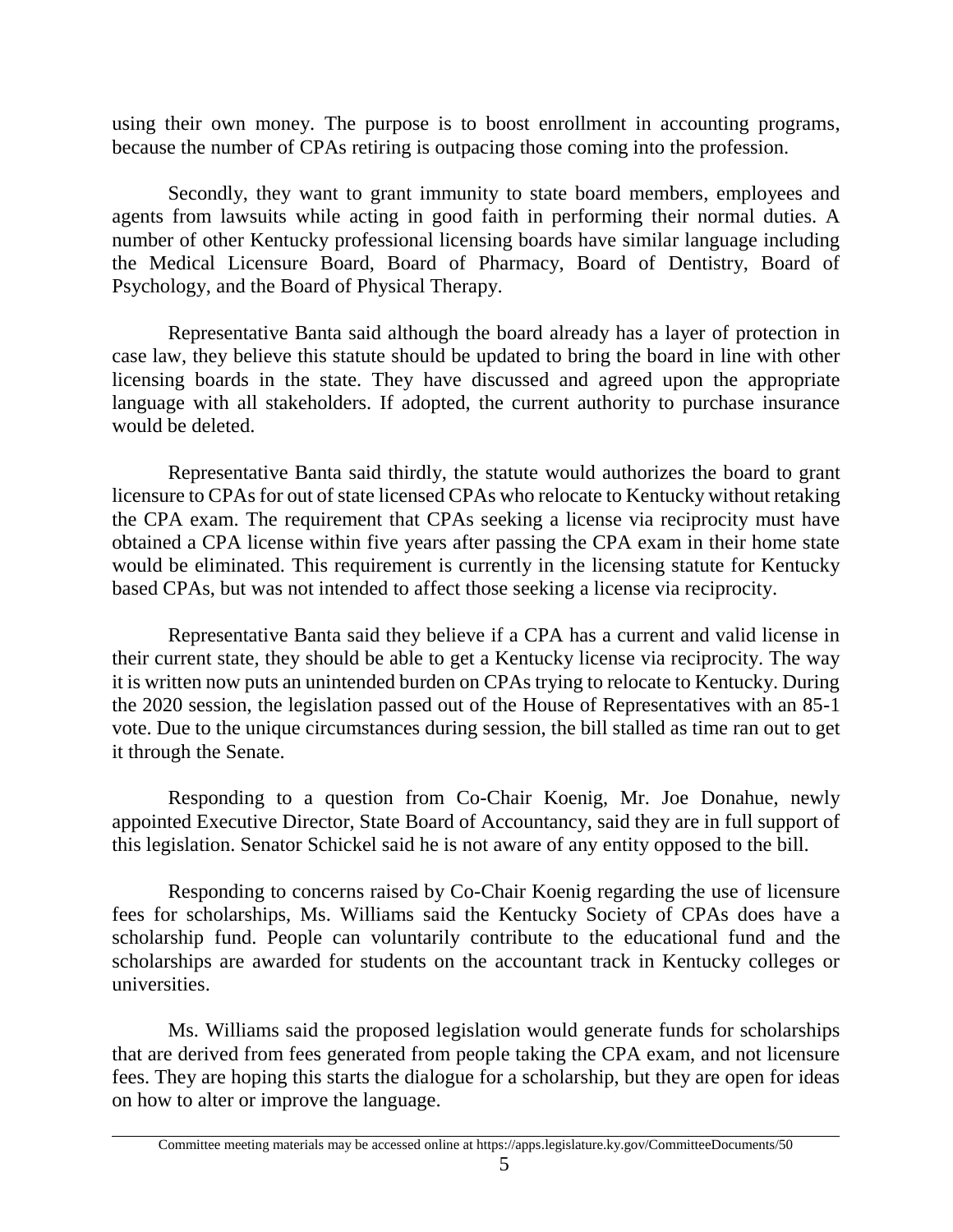using their own money. The purpose is to boost enrollment in accounting programs, because the number of CPAs retiring is outpacing those coming into the profession.

Secondly, they want to grant immunity to state board members, employees and agents from lawsuits while acting in good faith in performing their normal duties. A number of other Kentucky professional licensing boards have similar language including the Medical Licensure Board, Board of Pharmacy, Board of Dentistry, Board of Psychology, and the Board of Physical Therapy.

Representative Banta said although the board already has a layer of protection in case law, they believe this statute should be updated to bring the board in line with other licensing boards in the state. They have discussed and agreed upon the appropriate language with all stakeholders. If adopted, the current authority to purchase insurance would be deleted.

Representative Banta said thirdly, the statute would authorizes the board to grant licensure to CPAs for out of state licensed CPAs who relocate to Kentucky without retaking the CPA exam. The requirement that CPAs seeking a license via reciprocity must have obtained a CPA license within five years after passing the CPA exam in their home state would be eliminated. This requirement is currently in the licensing statute for Kentucky based CPAs, but was not intended to affect those seeking a license via reciprocity.

Representative Banta said they believe if a CPA has a current and valid license in their current state, they should be able to get a Kentucky license via reciprocity. The way it is written now puts an unintended burden on CPAs trying to relocate to Kentucky. During the 2020 session, the legislation passed out of the House of Representatives with an 85-1 vote. Due to the unique circumstances during session, the bill stalled as time ran out to get it through the Senate.

Responding to a question from Co-Chair Koenig, Mr. Joe Donahue, newly appointed Executive Director, State Board of Accountancy, said they are in full support of this legislation. Senator Schickel said he is not aware of any entity opposed to the bill.

Responding to concerns raised by Co-Chair Koenig regarding the use of licensure fees for scholarships, Ms. Williams said the Kentucky Society of CPAs does have a scholarship fund. People can voluntarily contribute to the educational fund and the scholarships are awarded for students on the accountant track in Kentucky colleges or universities.

Ms. Williams said the proposed legislation would generate funds for scholarships that are derived from fees generated from people taking the CPA exam, and not licensure fees. They are hoping this starts the dialogue for a scholarship, but they are open for ideas on how to alter or improve the language.

Committee meeting materials may be accessed online at https://apps.legislature.ky.gov/CommitteeDocuments/50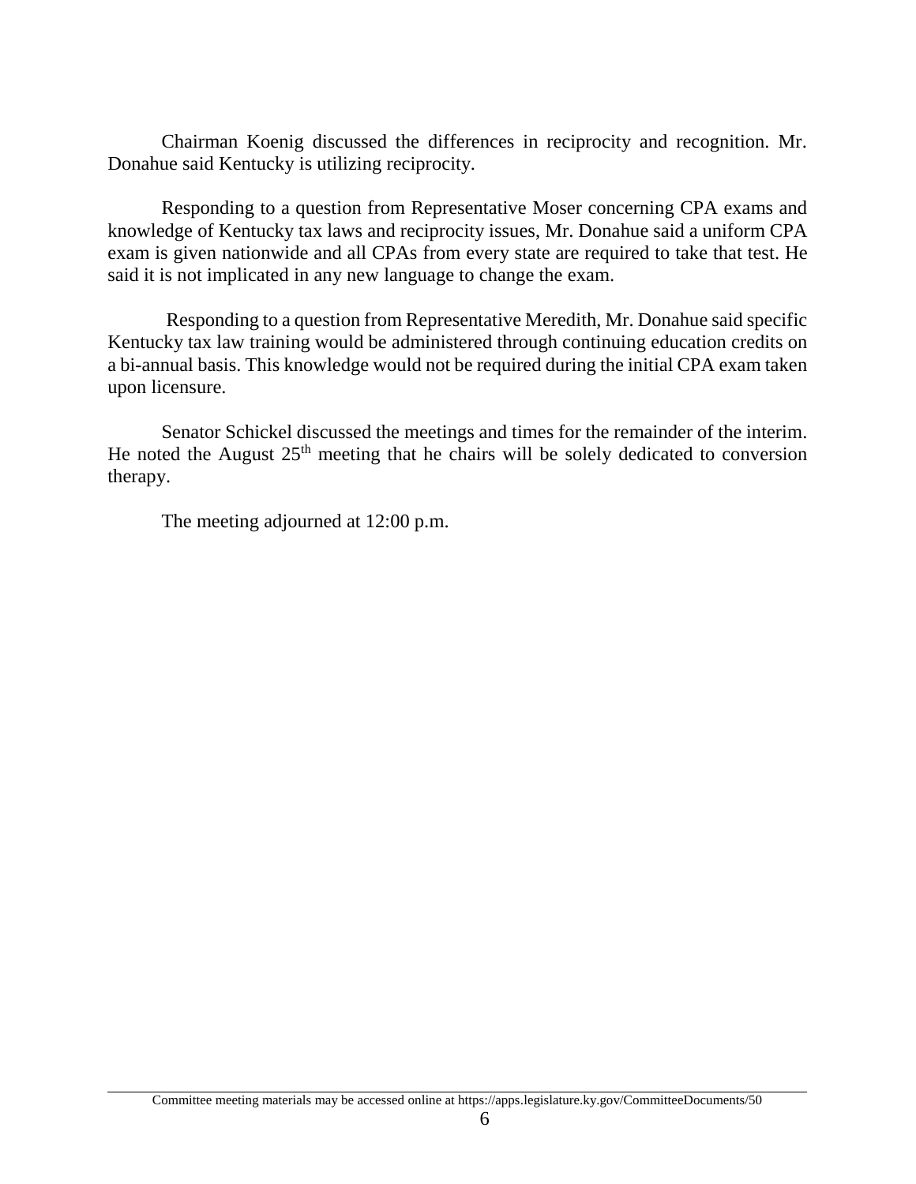Chairman Koenig discussed the differences in reciprocity and recognition. Mr. Donahue said Kentucky is utilizing reciprocity.

Responding to a question from Representative Moser concerning CPA exams and knowledge of Kentucky tax laws and reciprocity issues, Mr. Donahue said a uniform CPA exam is given nationwide and all CPAs from every state are required to take that test. He said it is not implicated in any new language to change the exam.

Responding to a question from Representative Meredith, Mr. Donahue said specific Kentucky tax law training would be administered through continuing education credits on a bi-annual basis. This knowledge would not be required during the initial CPA exam taken upon licensure.

Senator Schickel discussed the meetings and times for the remainder of the interim. He noted the August 25th meeting that he chairs will be solely dedicated to conversion therapy.

The meeting adjourned at 12:00 p.m.

Committee meeting materials may be accessed online at https://apps.legislature.ky.gov/CommitteeDocuments/50